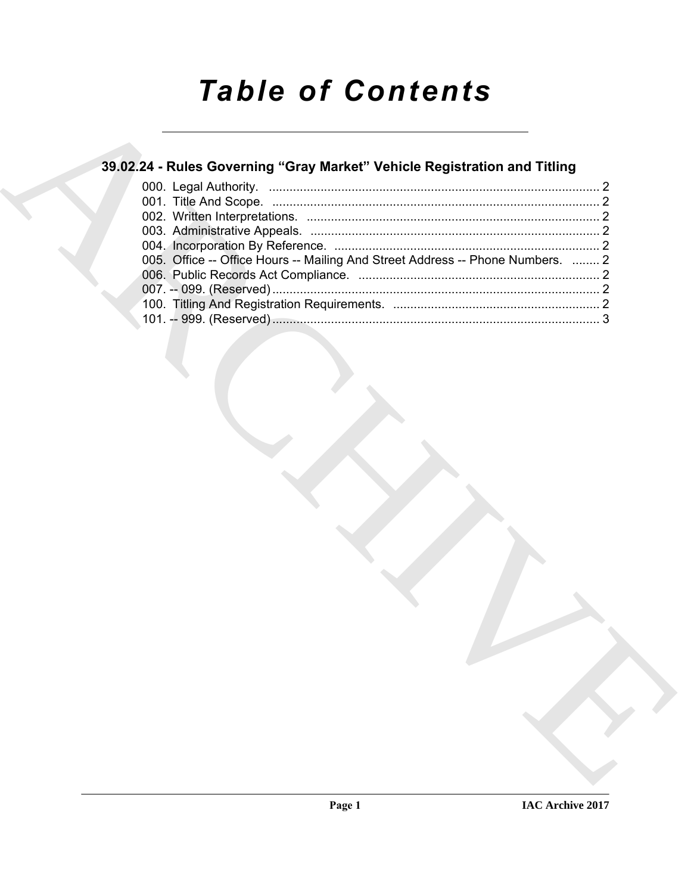# *Table of Contents*

## 39.02.24 - Rules Governing “Gray Market” Vehicle Registration and Titling

000. Legal Authority. ................................................................................................ 2
001. Title And Scope. ............................................................................................... 2
002. Written Interpretations. ..................................................................................... 2
003. Administrative Appeals. .................................................................................... 2
004. Incorporation By Reference. ............................................................................. 2
005. Office -- Office Hours -- Mailing And Street Address -- Phone Numbers. ........ 2
006. Public Records Act Compliance. ...................................................................... 2
007. -- 099. (Reserved) ............................................................................................... 2
100. Titling And Registration Requirements. ............................................................ 2
101. -- 999. (Reserved) ............................................................................................... 3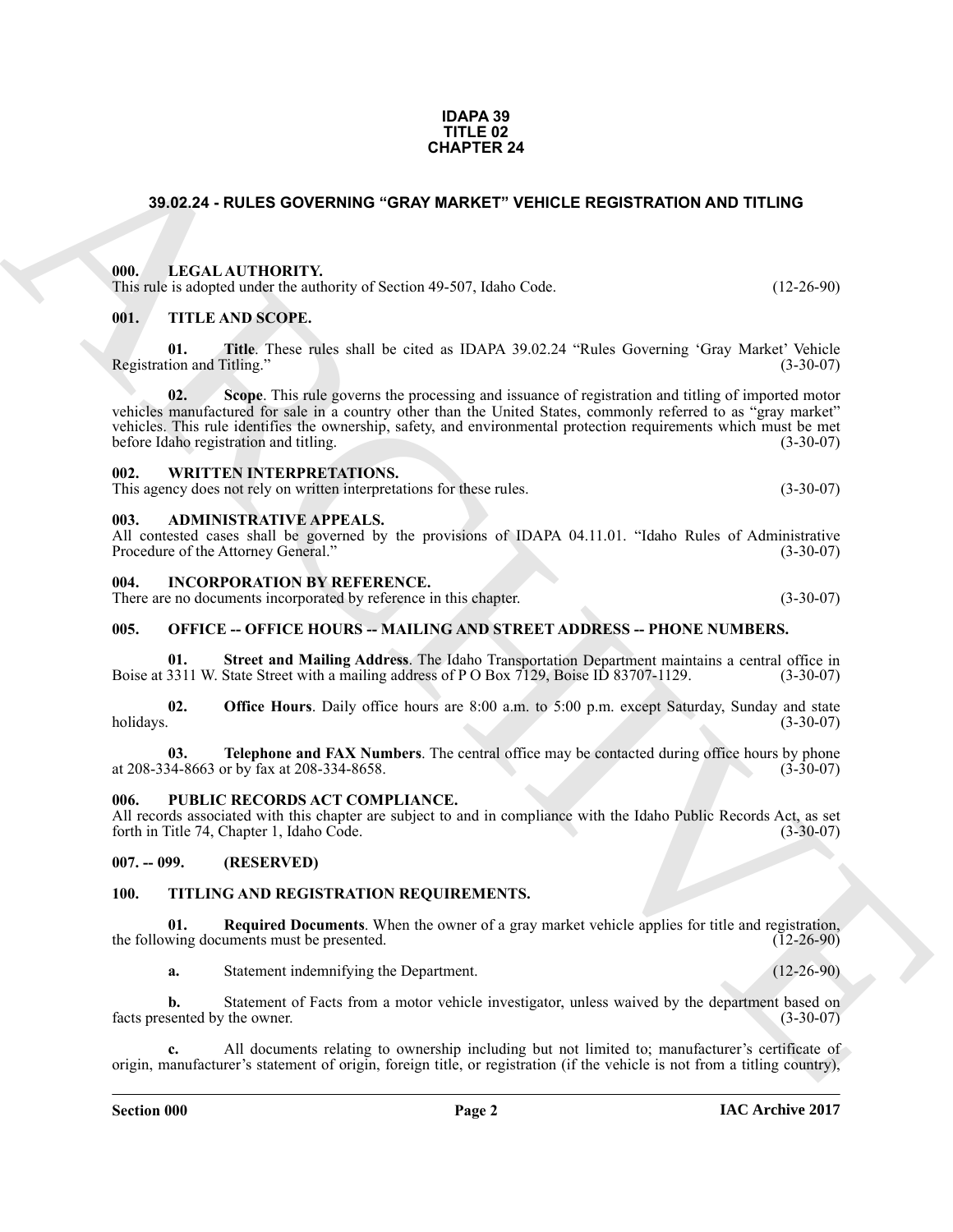**IDAPA 39**
**TITLE 02**
**CHAPTER 24**

# 39.02.24 - RULES GOVERNING "GRAY MARKET" VEHICLE REGISTRATION AND TITLING

## 000. LEGAL AUTHORITY.

This rule is adopted under the authority of Section 49-507, Idaho Code. (12-26-90)

## 001. TITLE AND SCOPE.

**01. Title**. These rules shall be cited as IDAPA 39.02.24 "Rules Governing 'Gray Market' Vehicle Registration and Titling." (3-30-07)

**02. Scope**. This rule governs the processing and issuance of registration and titling of imported motor vehicles manufactured for sale in a country other than the United States, commonly referred to as "gray market" vehicles. This rule identifies the ownership, safety, and environmental protection requirements which must be met before Idaho registration and titling. (3-30-07)

## 002. WRITTEN INTERPRETATIONS.

This agency does not rely on written interpretations for these rules. (3-30-07)

## 003. ADMINISTRATIVE APPEALS.

All contested cases shall be governed by the provisions of IDAPA 04.11.01. "Idaho Rules of Administrative Procedure of the Attorney General." (3-30-07)

## 004. INCORPORATION BY REFERENCE.

There are no documents incorporated by reference in this chapter. (3-30-07)

## 005. OFFICE -- OFFICE HOURS -- MAILING AND STREET ADDRESS -- PHONE NUMBERS.

**01. Street and Mailing Address**. The Idaho Transportation Department maintains a central office in Boise at 3311 W. State Street with a mailing address of P O Box 7129, Boise ID 83707-1129. (3-30-07)

**02. Office Hours**. Daily office hours are 8:00 a.m. to 5:00 p.m. except Saturday, Sunday and state holidays. (3-30-07)

**03. Telephone and FAX Numbers**. The central office may be contacted during office hours by phone at 208-334-8663 or by fax at 208-334-8658. (3-30-07)

## 006. PUBLIC RECORDS ACT COMPLIANCE.

All records associated with this chapter are subject to and in compliance with the Idaho Public Records Act, as set forth in Title 74, Chapter 1, Idaho Code. (3-30-07)

## 007. -- 099. (RESERVED)

## 100. TITLING AND REGISTRATION REQUIREMENTS.

**01. Required Documents**. When the owner of a gray market vehicle applies for title and registration, the following documents must be presented. (12-26-90)

**a.** Statement indemnifying the Department. (12-26-90)

**b.** Statement of Facts from a motor vehicle investigator, unless waived by the department based on facts presented by the owner. (3-30-07)

**c.** All documents relating to ownership including but not limited to; manufacturer's certificate of origin, manufacturer's statement of origin, foreign title, or registration (if the vehicle is not from a titling country),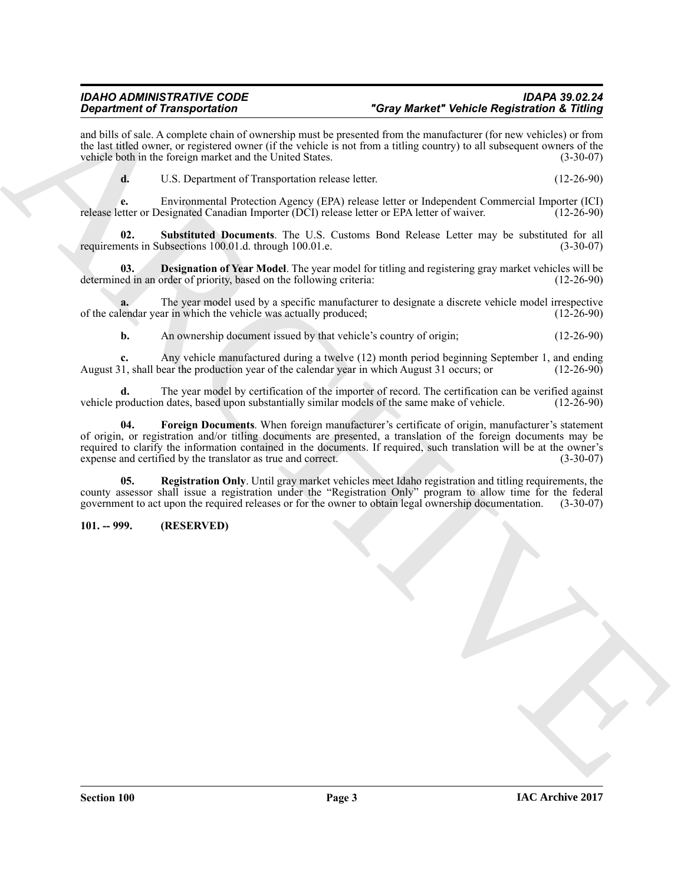and bills of sale. A complete chain of ownership must be presented from the manufacturer (for new vehicles) or from the last titled owner, or registered owner (if the vehicle is not from a titling country) to all subsequent owners of the vehicle both in the foreign market and the United States. (3-30-07)

**d.** U.S. Department of Transportation release letter. (12-26-90)

**e.** Environmental Protection Agency (EPA) release letter or Independent Commercial Importer (ICI) release letter or Designated Canadian Importer (DCI) release letter or EPA letter of waiver. (12-26-90)

**02. Substituted Documents**. The U.S. Customs Bond Release Letter may be substituted for all requirements in Subsections 100.01.d. through 100.01.e. (3-30-07)

**03. Designation of Year Model**. The year model for titling and registering gray market vehicles will be determined in an order of priority, based on the following criteria: (12-26-90)

**a.** The year model used by a specific manufacturer to designate a discrete vehicle model irrespective of the calendar year in which the vehicle was actually produced; (12-26-90)

**b.** An ownership document issued by that vehicle's country of origin; (12-26-90)

**c.** Any vehicle manufactured during a twelve (12) month period beginning September 1, and ending August 31, shall bear the production year of the calendar year in which August 31 occurs; or (12-26-90)

**d.** The year model by certification of the importer of record. The certification can be verified against vehicle production dates, based upon substantially similar models of the same make of vehicle. (12-26-90)

**04. Foreign Documents**. When foreign manufacturer's certificate of origin, manufacturer's statement of origin, or registration and/or titling documents are presented, a translation of the foreign documents may be required to clarify the information contained in the documents. If required, such translation will be at the owner's expense and certified by the translator as true and correct. (3-30-07)

**05. Registration Only**. Until gray market vehicles meet Idaho registration and titling requirements, the county assessor shall issue a registration under the "Registration Only" program to allow time for the federal government to act upon the required releases or for the owner to obtain legal ownership documentation. (3-30-07)

**101. -- 999. (RESERVED)**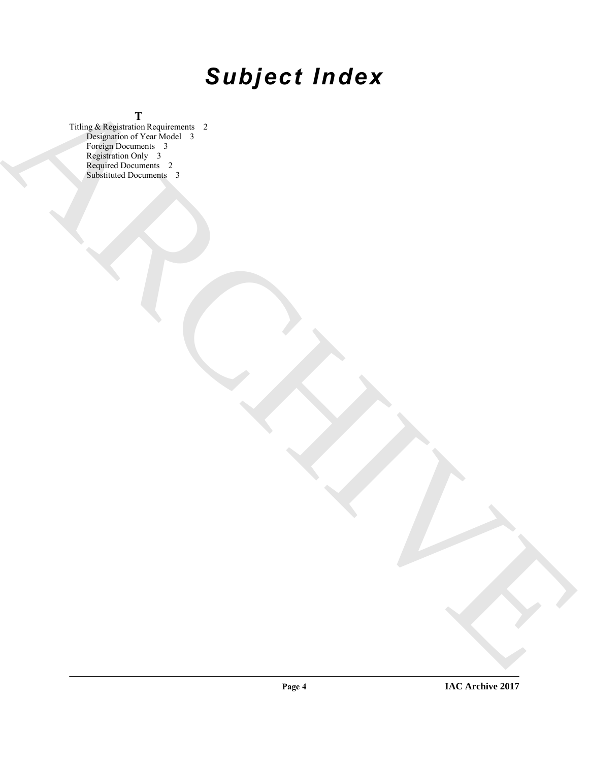# *Subject Index*

**T**

Titling & Registration Requirements 2
- Designation of Year Model 3
- Foreign Documents 3
- Registration Only 3
- Required Documents 2
- Substituted Documents 3